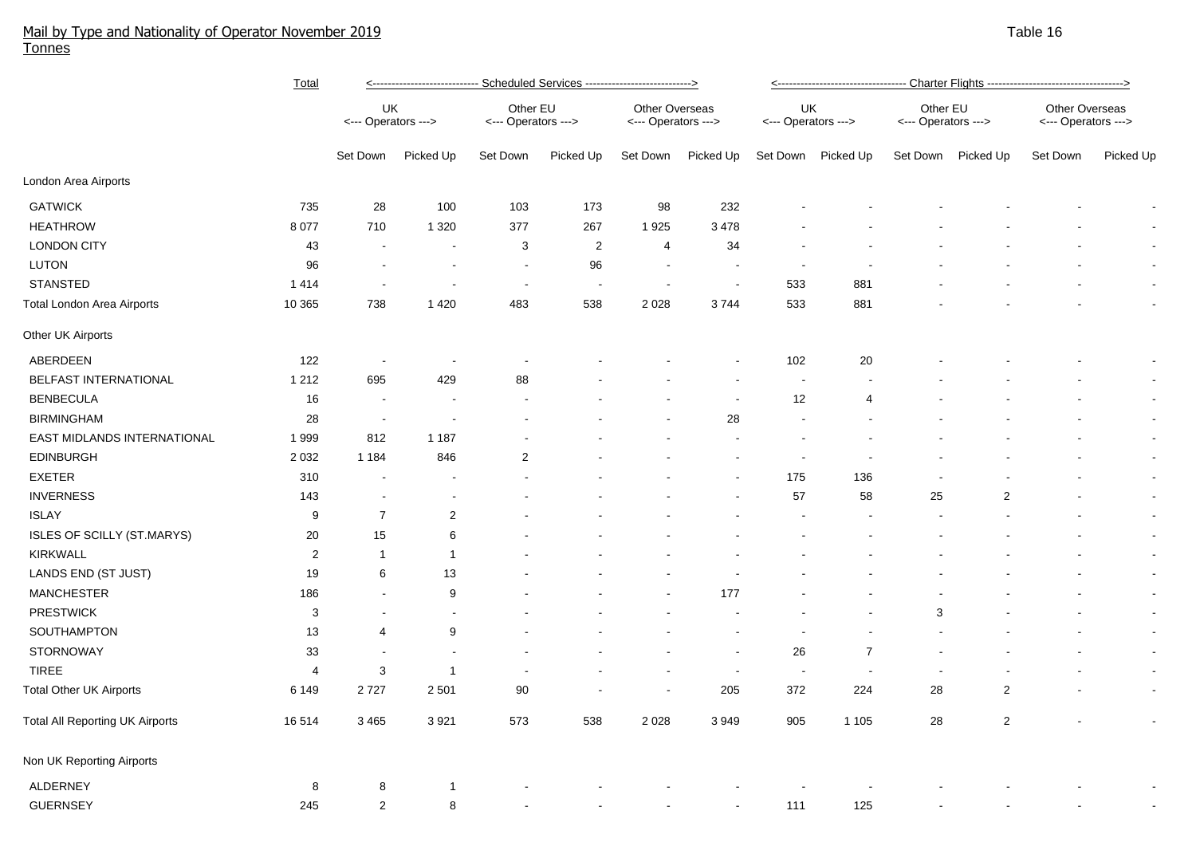# Mail by Type and Nationality of Operator November 2019

Tonnes

Table 16

| | Total | Scheduled Services | | | | | | Charter Flights | | | | | |
|---|---|---|---|---|---|---|---|---|---|---|---|---|---|
| | | UK <--- Operators ---> | | Other EU <--- Operators ---> | | Other Overseas <--- Operators ---> | | UK <--- Operators ---> | | Other EU <--- Operators ---> | | Other Overseas <--- Operators ---> | |
| | | Set Down | Picked Up | Set Down | Picked Up | Set Down | Picked Up | Set Down | Picked Up | Set Down | Picked Up | Set Down | Picked Up |
| **London Area Airports** | | | | | | | | | | | | | |
| GATWICK | 735 | 28 | 100 | 103 | 173 | 98 | 232 | - | - | - | - | - | - |
| HEATHROW | 8 077 | 710 | 1 320 | 377 | 267 | 1 925 | 3 478 | - | - | - | - | - | - |
| LONDON CITY | 43 | - | - | 3 | 2 | 4 | 34 | - | - | - | - | - | - |
| LUTON | 96 | - | - | - | 96 | - | - | - | - | - | - | - | - |
| STANSTED | 1 414 | - | - | - | - | - | - | 533 | 881 | - | - | - | - |
| Total London Area Airports | 10 365 | 738 | 1 420 | 483 | 538 | 2 028 | 3 744 | 533 | 881 | - | - | - | - |
| **Other UK Airports** | | | | | | | | | | | | | |
| ABERDEEN | 122 | - | - | - | - | - | - | 102 | 20 | - | - | - | - |
| BELFAST INTERNATIONAL | 1 212 | 695 | 429 | 88 | - | - | - | - | - | - | - | - | - |
| BENBECULA | 16 | - | - | - | - | - | - | 12 | 4 | - | - | - | - |
| BIRMINGHAM | 28 | - | - | - | - | - | 28 | - | - | - | - | - | - |
| EAST MIDLANDS INTERNATIONAL | 1 999 | 812 | 1 187 | - | - | - | - | - | - | - | - | - | - |
| EDINBURGH | 2 032 | 1 184 | 846 | 2 | - | - | - | - | - | - | - | - | - |
| EXETER | 310 | - | - | - | - | - | - | 175 | 136 | - | - | - | - |
| INVERNESS | 143 | - | - | - | - | - | - | 57 | 58 | 25 | 2 | - | - |
| ISLAY | 9 | 7 | 2 | - | - | - | - | - | - | - | - | - | - |
| ISLES OF SCILLY (ST.MARYS) | 20 | 15 | 6 | - | - | - | - | - | - | - | - | - | - |
| KIRKWALL | 2 | 1 | 1 | - | - | - | - | - | - | - | - | - | - |
| LANDS END (ST JUST) | 19 | 6 | 13 | - | - | - | - | - | - | - | - | - | - |
| MANCHESTER | 186 | - | 9 | - | - | - | 177 | - | - | - | - | - | - |
| PRESTWICK | 3 | - | - | - | - | - | - | - | - | 3 | - | - | - |
| SOUTHAMPTON | 13 | 4 | 9 | - | - | - | - | - | - | - | - | - | - |
| STORNOWAY | 33 | - | - | - | - | - | - | 26 | 7 | - | - | - | - |
| TIREE | 4 | 3 | 1 | - | - | - | - | - | - | - | - | - | - |
| Total Other UK Airports | 6 149 | 2 727 | 2 501 | 90 | - | - | 205 | 372 | 224 | 28 | 2 | - | - |
| Total All Reporting UK Airports | 16 514 | 3 465 | 3 921 | 573 | 538 | 2 028 | 3 949 | 905 | 1 105 | 28 | 2 | - | - |
| **Non UK Reporting Airports** | | | | | | | | | | | | | |
| ALDERNEY | 8 | 8 | 1 | - | - | - | - | - | - | - | - | - | - |
| GUERNSEY | 245 | 2 | 8 | - | - | - | - | 111 | 125 | - | - | - | - |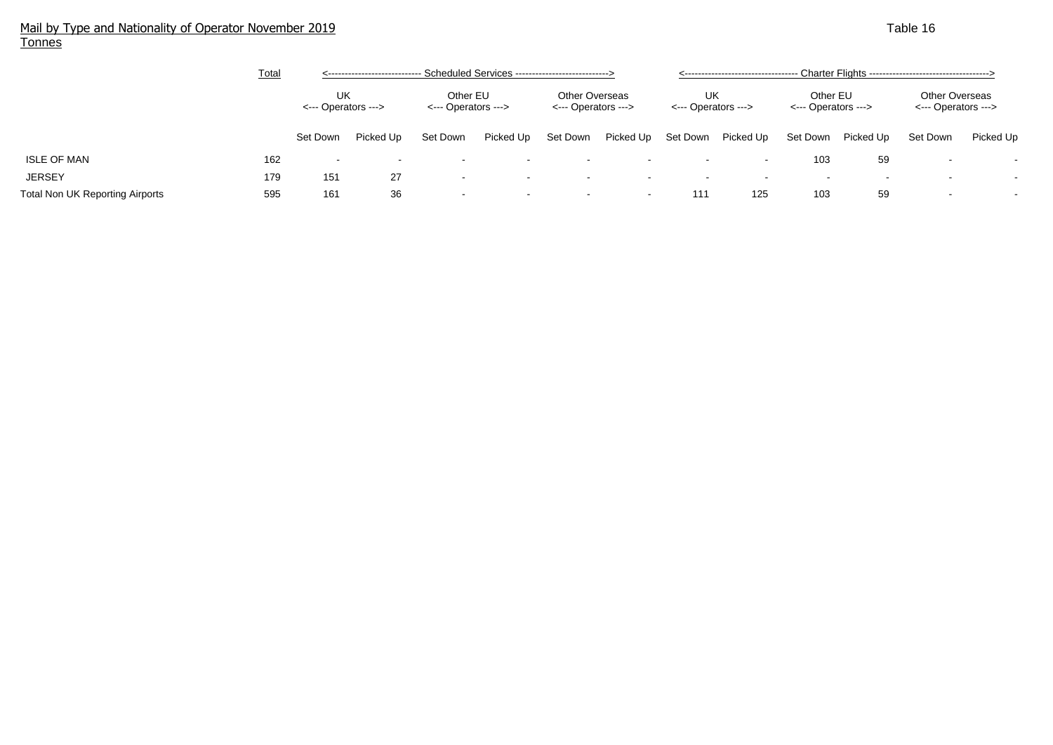Mail by Type and Nationality of Operator November 2019

Tonnes

Table 16

| | Total | Scheduled Services | | | | | | Charter Flights | | | | | |
|---|---|---|---|---|---|---|---|---|---|---|---|---|---|
| | | UK Operators | | Other EU Operators | | Other Overseas Operators | | UK Operators | | Other EU Operators | | Other Overseas Operators | |
| | | Set Down | Picked Up | Set Down | Picked Up | Set Down | Picked Up | Set Down | Picked Up | Set Down | Picked Up | Set Down | Picked Up |
| ISLE OF MAN | 162 | - | - | - | - | - | - | - | - | 103 | 59 | - | - |
| JERSEY | 179 | 151 | 27 | - | - | - | - | - | - | - | - | - | - |
| Total Non UK Reporting Airports | 595 | 161 | 36 | - | - | - | - | 111 | 125 | 103 | 59 | - | - |